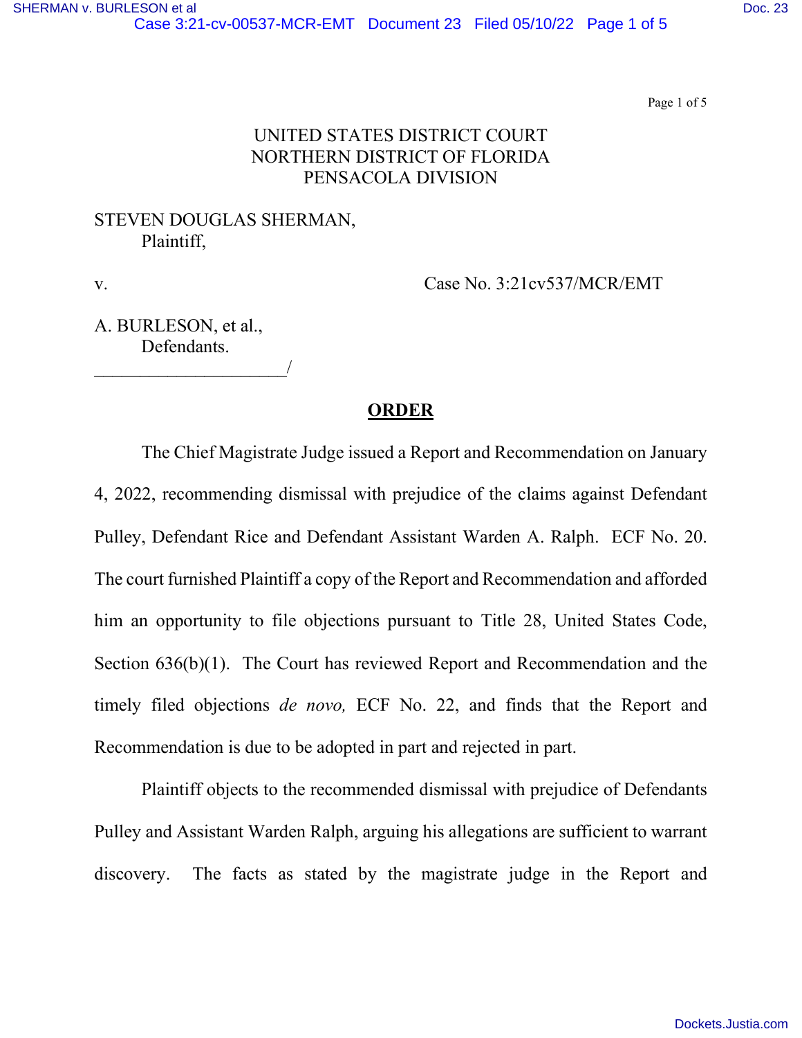UNITED STATES DISTRICT COURT
NORTHERN DISTRICT OF FLORIDA
PENSACOLA DIVISION

STEVEN DOUGLAS SHERMAN,
Plaintiff,

v. Case No. 3:21cv537/MCR/EMT

A. BURLESON, et al.,
Defendants.
_____________________/

**ORDER**

The Chief Magistrate Judge issued a Report and Recommendation on January 4, 2022, recommending dismissal with prejudice of the claims against Defendant Pulley, Defendant Rice and Defendant Assistant Warden A. Ralph. ECF No. 20. The court furnished Plaintiff a copy of the Report and Recommendation and afforded him an opportunity to file objections pursuant to Title 28, United States Code, Section 636(b)(1). The Court has reviewed Report and Recommendation and the timely filed objections *de novo,* ECF No. 22, and finds that the Report and Recommendation is due to be adopted in part and rejected in part.

Plaintiff objects to the recommended dismissal with prejudice of Defendants Pulley and Assistant Warden Ralph, arguing his allegations are sufficient to warrant discovery. The facts as stated by the magistrate judge in the Report and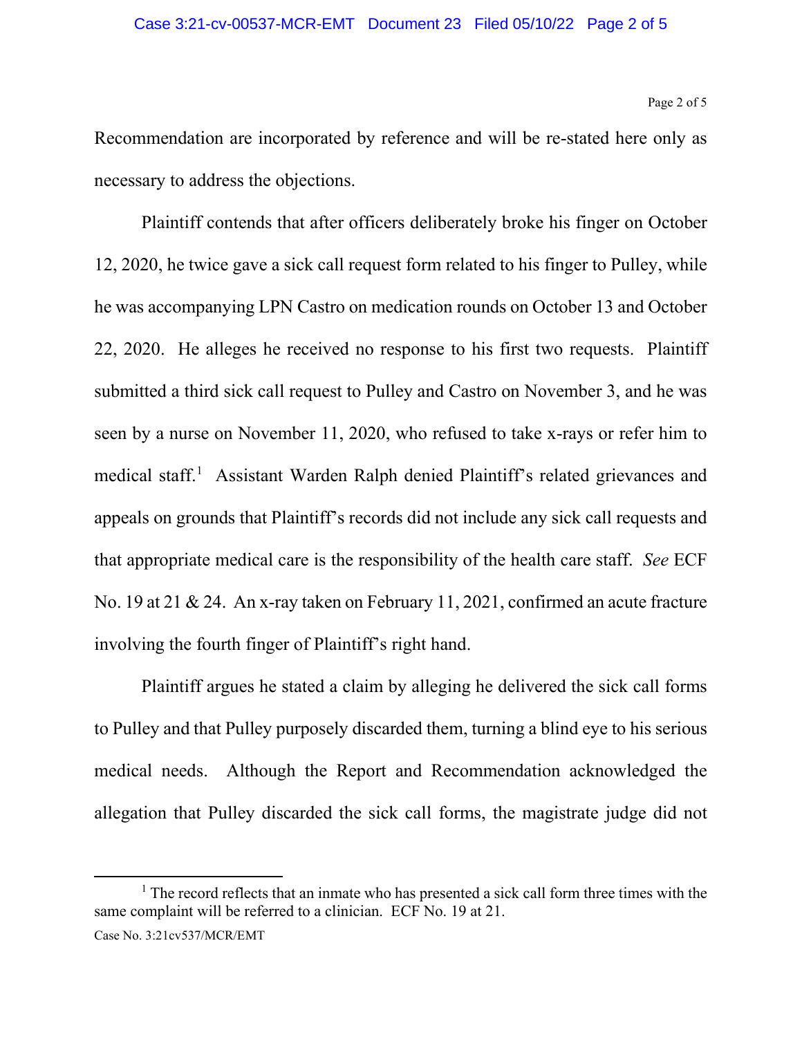Recommendation are incorporated by reference and will be re-stated here only as necessary to address the objections.

Plaintiff contends that after officers deliberately broke his finger on October 12, 2020, he twice gave a sick call request form related to his finger to Pulley, while he was accompanying LPN Castro on medication rounds on October 13 and October 22, 2020. He alleges he received no response to his first two requests. Plaintiff submitted a third sick call request to Pulley and Castro on November 3, and he was seen by a nurse on November 11, 2020, who refused to take x-rays or refer him to medical staff.[1] Assistant Warden Ralph denied Plaintiff's related grievances and appeals on grounds that Plaintiff's records did not include any sick call requests and that appropriate medical care is the responsibility of the health care staff. *See* ECF No. 19 at 21 & 24. An x-ray taken on February 11, 2021, confirmed an acute fracture involving the fourth finger of Plaintiff's right hand.

Plaintiff argues he stated a claim by alleging he delivered the sick call forms to Pulley and that Pulley purposely discarded them, turning a blind eye to his serious medical needs. Although the Report and Recommendation acknowledged the allegation that Pulley discarded the sick call forms, the magistrate judge did not

---

[1] The record reflects that an inmate who has presented a sick call form three times with the same complaint will be referred to a clinician. ECF No. 19 at 21.

Case No. 3:21cv537/MCR/EMT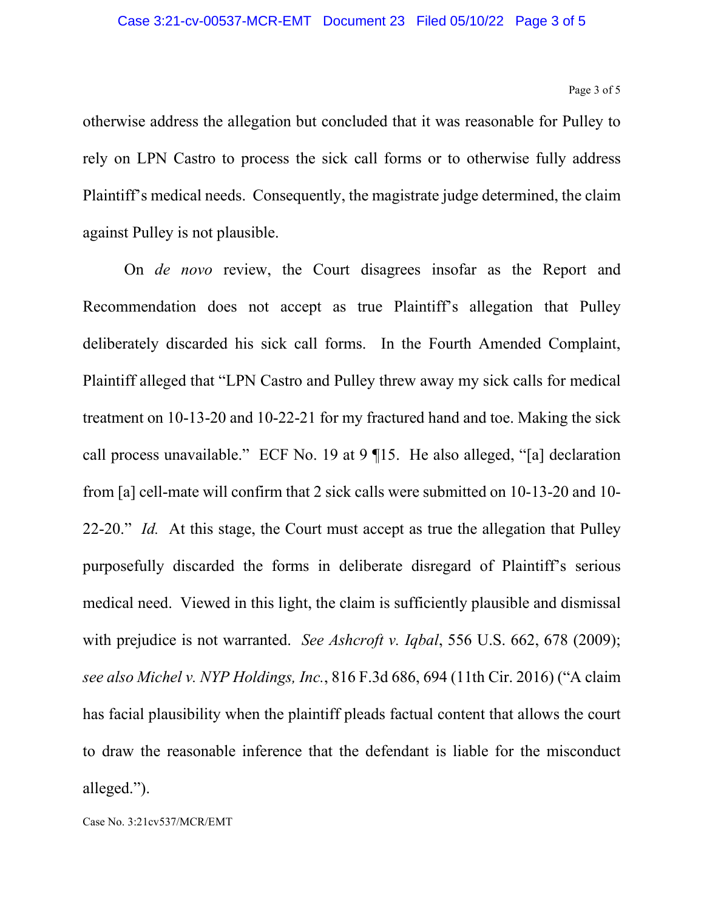otherwise address the allegation but concluded that it was reasonable for Pulley to rely on LPN Castro to process the sick call forms or to otherwise fully address Plaintiff's medical needs. Consequently, the magistrate judge determined, the claim against Pulley is not plausible.

On *de novo* review, the Court disagrees insofar as the Report and Recommendation does not accept as true Plaintiff's allegation that Pulley deliberately discarded his sick call forms. In the Fourth Amended Complaint, Plaintiff alleged that "LPN Castro and Pulley threw away my sick calls for medical treatment on 10-13-20 and 10-22-21 for my fractured hand and toe. Making the sick call process unavailable." ECF No. 19 at 9 ¶15. He also alleged, "[a] declaration from [a] cell-mate will confirm that 2 sick calls were submitted on 10-13-20 and 10-22-20." *Id.* At this stage, the Court must accept as true the allegation that Pulley purposefully discarded the forms in deliberate disregard of Plaintiff's serious medical need. Viewed in this light, the claim is sufficiently plausible and dismissal with prejudice is not warranted. *See Ashcroft v. Iqbal*, 556 U.S. 662, 678 (2009); *see also Michel v. NYP Holdings, Inc.*, 816 F.3d 686, 694 (11th Cir. 2016) ("A claim has facial plausibility when the plaintiff pleads factual content that allows the court to draw the reasonable inference that the defendant is liable for the misconduct alleged.").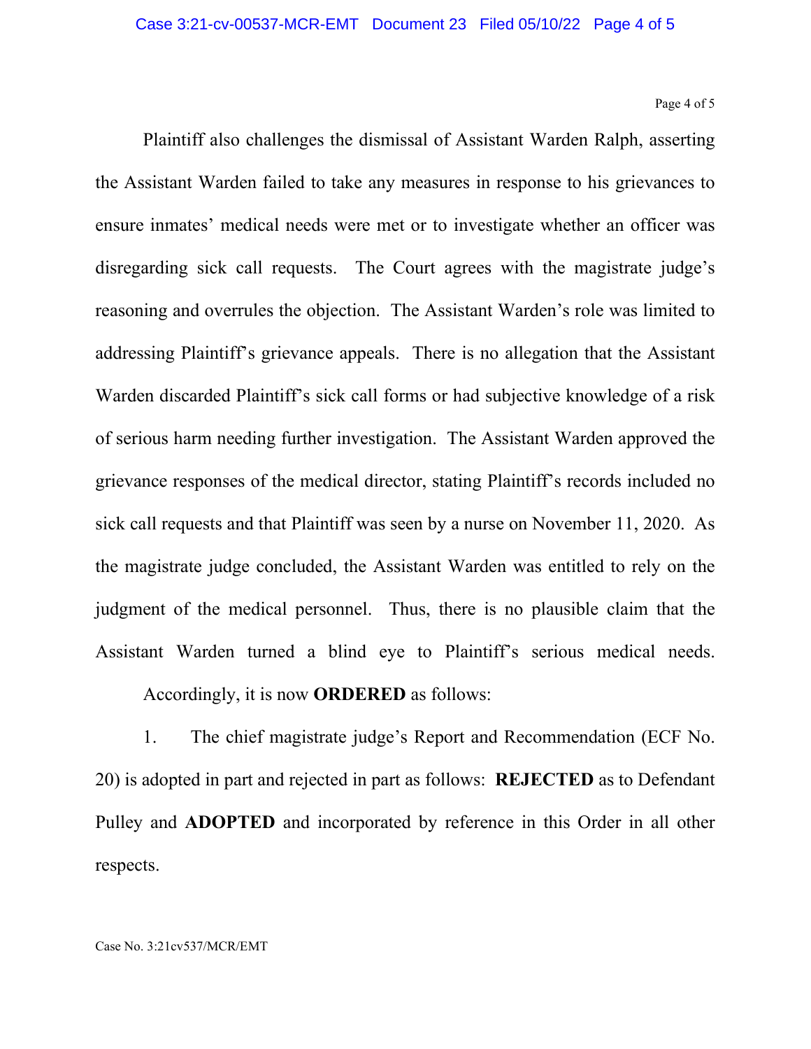Plaintiff also challenges the dismissal of Assistant Warden Ralph, asserting the Assistant Warden failed to take any measures in response to his grievances to ensure inmates' medical needs were met or to investigate whether an officer was disregarding sick call requests. The Court agrees with the magistrate judge's reasoning and overrules the objection. The Assistant Warden's role was limited to addressing Plaintiff's grievance appeals. There is no allegation that the Assistant Warden discarded Plaintiff's sick call forms or had subjective knowledge of a risk of serious harm needing further investigation. The Assistant Warden approved the grievance responses of the medical director, stating Plaintiff's records included no sick call requests and that Plaintiff was seen by a nurse on November 11, 2020. As the magistrate judge concluded, the Assistant Warden was entitled to rely on the judgment of the medical personnel. Thus, there is no plausible claim that the Assistant Warden turned a blind eye to Plaintiff's serious medical needs.

Accordingly, it is now **ORDERED** as follows:

1. The chief magistrate judge's Report and Recommendation (ECF No. 20) is adopted in part and rejected in part as follows: **REJECTED** as to Defendant Pulley and **ADOPTED** and incorporated by reference in this Order in all other respects.

Case No. 3:21cv537/MCR/EMT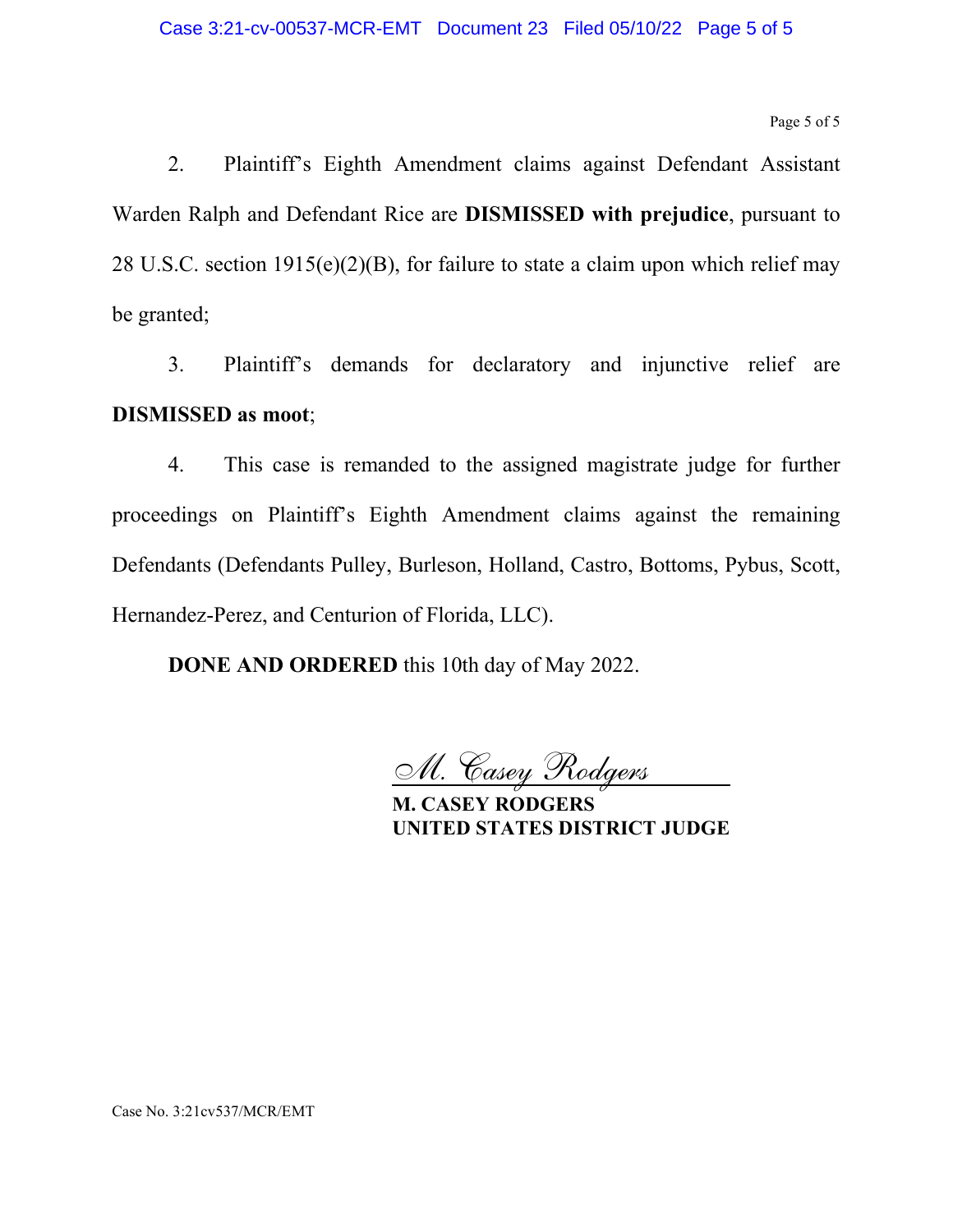2. Plaintiff's Eighth Amendment claims against Defendant Assistant Warden Ralph and Defendant Rice are **DISMISSED with prejudice**, pursuant to 28 U.S.C. section 1915(e)(2)(B), for failure to state a claim upon which relief may be granted;

3. Plaintiff's demands for declaratory and injunctive relief are **DISMISSED as moot**;

4. This case is remanded to the assigned magistrate judge for further proceedings on Plaintiff's Eighth Amendment claims against the remaining Defendants (Defendants Pulley, Burleson, Holland, Castro, Bottoms, Pybus, Scott, Hernandez-Perez, and Centurion of Florida, LLC).

**DONE AND ORDERED** this 10th day of May 2022.

*M. Casey Rodgers*

**M. CASEY RODGERS**
**UNITED STATES DISTRICT JUDGE**

Case No. 3:21cv537/MCR/EMT